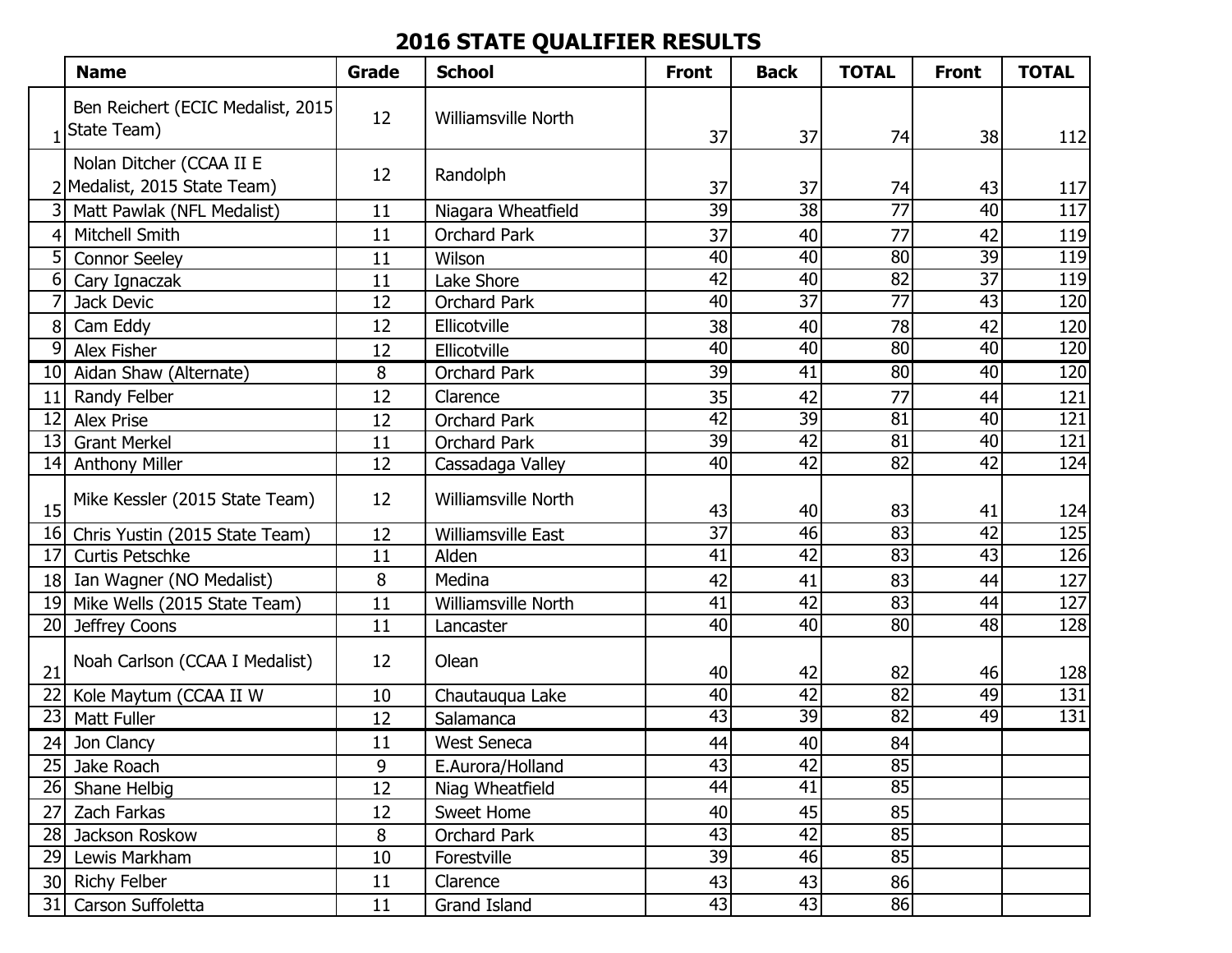## 2016 STATE QUALIFIER RESULTS

| | Name | Grade | School | Front | Back | TOTAL | Front | TOTAL |
|---|---|---|---|---|---|---|---|---|
| 1 | Ben Reichert (ECIC Medalist, 2015 State Team) | 12 | Williamsville North | 37 | 37 | 74 | 38 | 112 |
| 2 | Nolan Ditcher (CCAA II E Medalist, 2015 State Team) | 12 | Randolph | 37 | 37 | 74 | 43 | 117 |
| 3 | Matt Pawlak (NFL Medalist) | 11 | Niagara Wheatfield | 39 | 38 | 77 | 40 | 117 |
| 4 | Mitchell Smith | 11 | Orchard Park | 37 | 40 | 77 | 42 | 119 |
| 5 | Connor Seeley | 11 | Wilson | 40 | 40 | 80 | 39 | 119 |
| 6 | Cary Ignaczak | 11 | Lake Shore | 42 | 40 | 82 | 37 | 119 |
| 7 | Jack Devic | 12 | Orchard Park | 40 | 37 | 77 | 43 | 120 |
| 8 | Cam Eddy | 12 | Ellicotville | 38 | 40 | 78 | 42 | 120 |
| 9 | Alex Fisher | 12 | Ellicotville | 40 | 40 | 80 | 40 | 120 |
| 10 | Aidan Shaw (Alternate) | 8 | Orchard Park | 39 | 41 | 80 | 40 | 120 |
| 11 | Randy Felber | 12 | Clarence | 35 | 42 | 77 | 44 | 121 |
| 12 | Alex Prise | 12 | Orchard Park | 42 | 39 | 81 | 40 | 121 |
| 13 | Grant Merkel | 11 | Orchard Park | 39 | 42 | 81 | 40 | 121 |
| 14 | Anthony Miller | 12 | Cassadaga Valley | 40 | 42 | 82 | 42 | 124 |
| 15 | Mike Kessler (2015 State Team) | 12 | Williamsville North | 43 | 40 | 83 | 41 | 124 |
| 16 | Chris Yustin (2015 State Team) | 12 | Williamsville East | 37 | 46 | 83 | 42 | 125 |
| 17 | Curtis Petschke | 11 | Alden | 41 | 42 | 83 | 43 | 126 |
| 18 | Ian Wagner (NO Medalist) | 8 | Medina | 42 | 41 | 83 | 44 | 127 |
| 19 | Mike Wells (2015 State Team) | 11 | Williamsville North | 41 | 42 | 83 | 44 | 127 |
| 20 | Jeffrey Coons | 11 | Lancaster | 40 | 40 | 80 | 48 | 128 |
| 21 | Noah Carlson (CCAA I Medalist) | 12 | Olean | 40 | 42 | 82 | 46 | 128 |
| 22 | Kole Maytum (CCAA II W | 10 | Chautauqua Lake | 40 | 42 | 82 | 49 | 131 |
| 23 | Matt Fuller | 12 | Salamanca | 43 | 39 | 82 | 49 | 131 |
| 24 | Jon Clancy | 11 | West Seneca | 44 | 40 | 84 | | |
| 25 | Jake Roach | 9 | E.Aurora/Holland | 43 | 42 | 85 | | |
| 26 | Shane Helbig | 12 | Niag Wheatfield | 44 | 41 | 85 | | |
| 27 | Zach Farkas | 12 | Sweet Home | 40 | 45 | 85 | | |
| 28 | Jackson Roskow | 8 | Orchard Park | 43 | 42 | 85 | | |
| 29 | Lewis Markham | 10 | Forestville | 39 | 46 | 85 | | |
| 30 | Richy Felber | 11 | Clarence | 43 | 43 | 86 | | |
| 31 | Carson Suffoletta | 11 | Grand Island | 43 | 43 | 86 | | |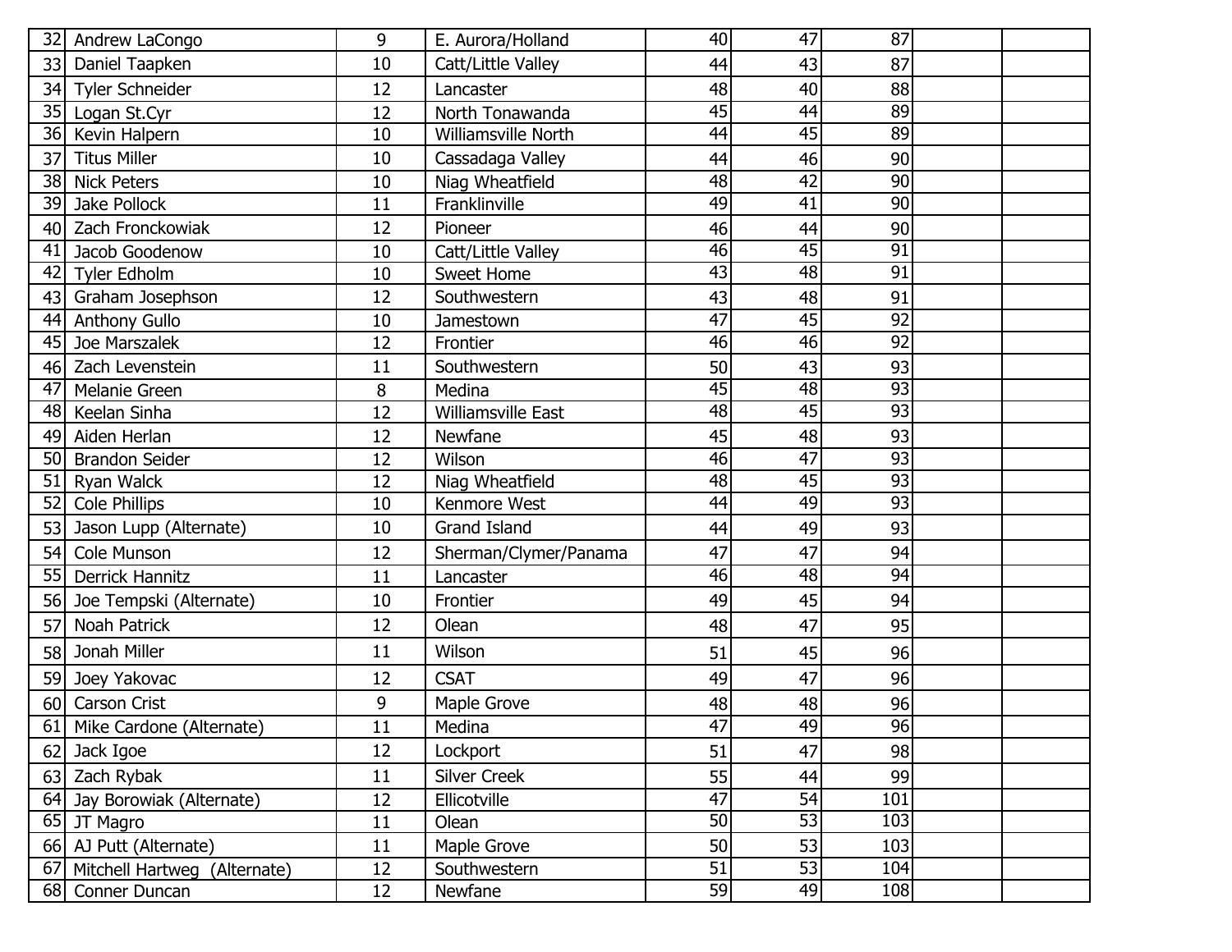| | | | | | | | | |
|---|---|---|---|---|---|---|---|---|
| 32 | Andrew LaCongo | 9 | E. Aurora/Holland | 40 | 47 | 87 | | |
| 33 | Daniel Taapken | 10 | Catt/Little Valley | 44 | 43 | 87 | | |
| 34 | Tyler Schneider | 12 | Lancaster | 48 | 40 | 88 | | |
| 35 | Logan St.Cyr | 12 | North Tonawanda | 45 | 44 | 89 | | |
| 36 | Kevin Halpern | 10 | Williamsville North | 44 | 45 | 89 | | |
| 37 | Titus Miller | 10 | Cassadaga Valley | 44 | 46 | 90 | | |
| 38 | Nick Peters | 10 | Niag Wheatfield | 48 | 42 | 90 | | |
| 39 | Jake Pollock | 11 | Franklinville | 49 | 41 | 90 | | |
| 40 | Zach Fronckowiak | 12 | Pioneer | 46 | 44 | 90 | | |
| 41 | Jacob Goodenow | 10 | Catt/Little Valley | 46 | 45 | 91 | | |
| 42 | Tyler Edholm | 10 | Sweet Home | 43 | 48 | 91 | | |
| 43 | Graham Josephson | 12 | Southwestern | 43 | 48 | 91 | | |
| 44 | Anthony Gullo | 10 | Jamestown | 47 | 45 | 92 | | |
| 45 | Joe Marszalek | 12 | Frontier | 46 | 46 | 92 | | |
| 46 | Zach Levenstein | 11 | Southwestern | 50 | 43 | 93 | | |
| 47 | Melanie Green | 8 | Medina | 45 | 48 | 93 | | |
| 48 | Keelan Sinha | 12 | Williamsville East | 48 | 45 | 93 | | |
| 49 | Aiden Herlan | 12 | Newfane | 45 | 48 | 93 | | |
| 50 | Brandon Seider | 12 | Wilson | 46 | 47 | 93 | | |
| 51 | Ryan Walck | 12 | Niag Wheatfield | 48 | 45 | 93 | | |
| 52 | Cole Phillips | 10 | Kenmore West | 44 | 49 | 93 | | |
| 53 | Jason Lupp (Alternate) | 10 | Grand Island | 44 | 49 | 93 | | |
| 54 | Cole Munson | 12 | Sherman/Clymer/Panama | 47 | 47 | 94 | | |
| 55 | Derrick Hannitz | 11 | Lancaster | 46 | 48 | 94 | | |
| 56 | Joe Tempski (Alternate) | 10 | Frontier | 49 | 45 | 94 | | |
| 57 | Noah Patrick | 12 | Olean | 48 | 47 | 95 | | |
| 58 | Jonah Miller | 11 | Wilson | 51 | 45 | 96 | | |
| 59 | Joey Yakovac | 12 | CSAT | 49 | 47 | 96 | | |
| 60 | Carson Crist | 9 | Maple Grove | 48 | 48 | 96 | | |
| 61 | Mike Cardone (Alternate) | 11 | Medina | 47 | 49 | 96 | | |
| 62 | Jack Igoe | 12 | Lockport | 51 | 47 | 98 | | |
| 63 | Zach Rybak | 11 | Silver Creek | 55 | 44 | 99 | | |
| 64 | Jay Borowiak (Alternate) | 12 | Ellicotville | 47 | 54 | 101 | | |
| 65 | JT Magro | 11 | Olean | 50 | 53 | 103 | | |
| 66 | AJ Putt (Alternate) | 11 | Maple Grove | 50 | 53 | 103 | | |
| 67 | Mitchell Hartweg (Alternate) | 12 | Southwestern | 51 | 53 | 104 | | |
| 68 | Conner Duncan | 12 | Newfane | 59 | 49 | 108 | | |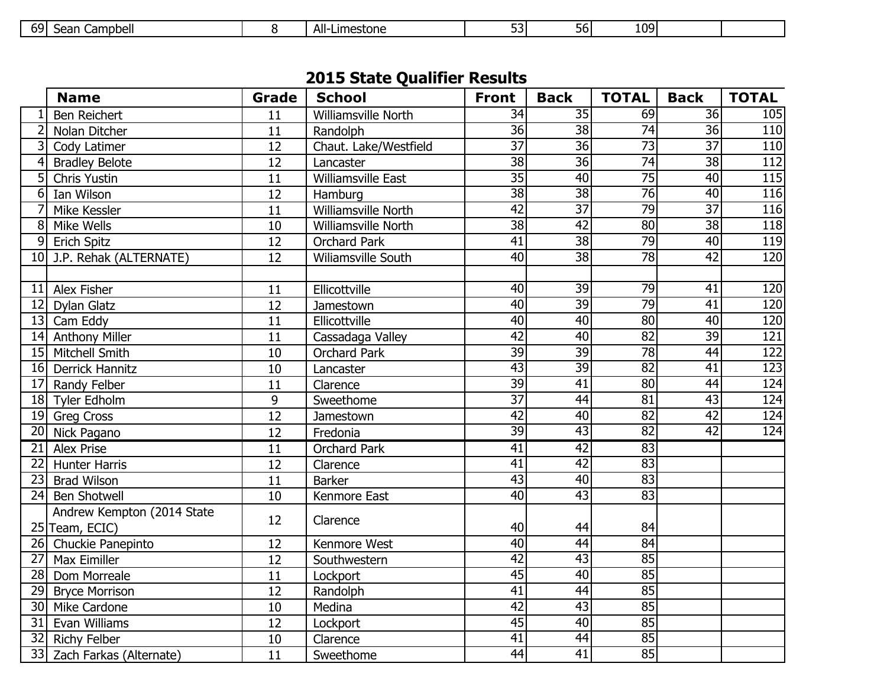| 69 | Sean Campbell | 8 | All-Limestone | 53 | 56 | 109 | | |
|---|---|---|---|---|---|---|---|---|

## 2015 State Qualifier Results

| | Name | Grade | School | Front | Back | TOTAL | Back | TOTAL |
|---|---|---|---|---|---|---|---|---|
| 1 | Ben Reichert | 11 | Williamsville North | 34 | 35 | 69 | 36 | 105 |
| 2 | Nolan Ditcher | 11 | Randolph | 36 | 38 | 74 | 36 | 110 |
| 3 | Cody Latimer | 12 | Chaut. Lake/Westfield | 37 | 36 | 73 | 37 | 110 |
| 4 | Bradley Belote | 12 | Lancaster | 38 | 36 | 74 | 38 | 112 |
| 5 | Chris Yustin | 11 | Williamsville East | 35 | 40 | 75 | 40 | 115 |
| 6 | Ian Wilson | 12 | Hamburg | 38 | 38 | 76 | 40 | 116 |
| 7 | Mike Kessler | 11 | Williamsville North | 42 | 37 | 79 | 37 | 116 |
| 8 | Mike Wells | 10 | Williamsville North | 38 | 42 | 80 | 38 | 118 |
| 9 | Erich Spitz | 12 | Orchard Park | 41 | 38 | 79 | 40 | 119 |
| 10 | J.P. Rehak (ALTERNATE) | 12 | Wiliamsville South | 40 | 38 | 78 | 42 | 120 |
| | | | | | | | | |
| 11 | Alex Fisher | 11 | Ellicottville | 40 | 39 | 79 | 41 | 120 |
| 12 | Dylan Glatz | 12 | Jamestown | 40 | 39 | 79 | 41 | 120 |
| 13 | Cam Eddy | 11 | Ellicottville | 40 | 40 | 80 | 40 | 120 |
| 14 | Anthony Miller | 11 | Cassadaga Valley | 42 | 40 | 82 | 39 | 121 |
| 15 | Mitchell Smith | 10 | Orchard Park | 39 | 39 | 78 | 44 | 122 |
| 16 | Derrick Hannitz | 10 | Lancaster | 43 | 39 | 82 | 41 | 123 |
| 17 | Randy Felber | 11 | Clarence | 39 | 41 | 80 | 44 | 124 |
| 18 | Tyler Edholm | 9 | Sweethome | 37 | 44 | 81 | 43 | 124 |
| 19 | Greg Cross | 12 | Jamestown | 42 | 40 | 82 | 42 | 124 |
| 20 | Nick Pagano | 12 | Fredonia | 39 | 43 | 82 | 42 | 124 |
| 21 | Alex Prise | 11 | Orchard Park | 41 | 42 | 83 | | |
| 22 | Hunter Harris | 12 | Clarence | 41 | 42 | 83 | | |
| 23 | Brad Wilson | 11 | Barker | 43 | 40 | 83 | | |
| 24 | Ben Shotwell | 10 | Kenmore East | 40 | 43 | 83 | | |
| 25 | Andrew Kempton (2014 State Team, ECIC) | 12 | Clarence | 40 | 44 | 84 | | |
| 26 | Chuckie Panepinto | 12 | Kenmore West | 40 | 44 | 84 | | |
| 27 | Max Eimiller | 12 | Southwestern | 42 | 43 | 85 | | |
| 28 | Dom Morreale | 11 | Lockport | 45 | 40 | 85 | | |
| 29 | Bryce Morrison | 12 | Randolph | 41 | 44 | 85 | | |
| 30 | Mike Cardone | 10 | Medina | 42 | 43 | 85 | | |
| 31 | Evan Williams | 12 | Lockport | 45 | 40 | 85 | | |
| 32 | Richy Felber | 10 | Clarence | 41 | 44 | 85 | | |
| 33 | Zach Farkas (Alternate) | 11 | Sweethome | 44 | 41 | 85 | | |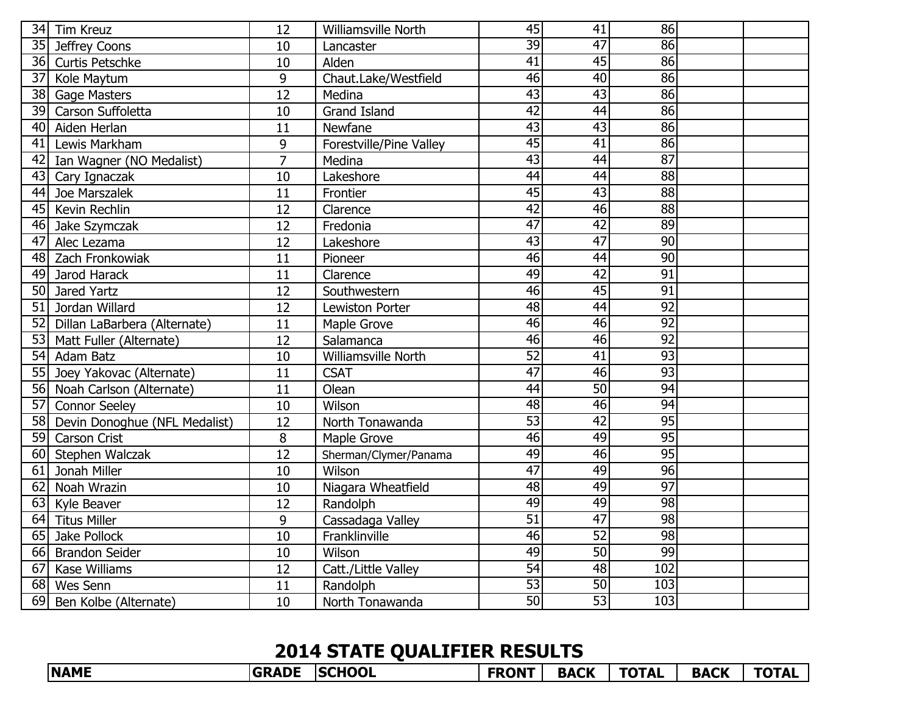| | | | | | | | | |
|---|---|---|---|---|---|---|---|---|
| 34 | Tim Kreuz | 12 | Williamsville North | 45 | 41 | 86 | | |
| 35 | Jeffrey Coons | 10 | Lancaster | 39 | 47 | 86 | | |
| 36 | Curtis Petschke | 10 | Alden | 41 | 45 | 86 | | |
| 37 | Kole Maytum | 9 | Chaut.Lake/Westfield | 46 | 40 | 86 | | |
| 38 | Gage Masters | 12 | Medina | 43 | 43 | 86 | | |
| 39 | Carson Suffoletta | 10 | Grand Island | 42 | 44 | 86 | | |
| 40 | Aiden Herlan | 11 | Newfane | 43 | 43 | 86 | | |
| 41 | Lewis Markham | 9 | Forestville/Pine Valley | 45 | 41 | 86 | | |
| 42 | Ian Wagner (NO Medalist) | 7 | Medina | 43 | 44 | 87 | | |
| 43 | Cary Ignaczak | 10 | Lakeshore | 44 | 44 | 88 | | |
| 44 | Joe Marszalek | 11 | Frontier | 45 | 43 | 88 | | |
| 45 | Kevin Rechlin | 12 | Clarence | 42 | 46 | 88 | | |
| 46 | Jake Szymczak | 12 | Fredonia | 47 | 42 | 89 | | |
| 47 | Alec Lezama | 12 | Lakeshore | 43 | 47 | 90 | | |
| 48 | Zach Fronkowiak | 11 | Pioneer | 46 | 44 | 90 | | |
| 49 | Jarod Harack | 11 | Clarence | 49 | 42 | 91 | | |
| 50 | Jared Yartz | 12 | Southwestern | 46 | 45 | 91 | | |
| 51 | Jordan Willard | 12 | Lewiston Porter | 48 | 44 | 92 | | |
| 52 | Dillan LaBarbera (Alternate) | 11 | Maple Grove | 46 | 46 | 92 | | |
| 53 | Matt Fuller (Alternate) | 12 | Salamanca | 46 | 46 | 92 | | |
| 54 | Adam Batz | 10 | Williamsville North | 52 | 41 | 93 | | |
| 55 | Joey Yakovac (Alternate) | 11 | CSAT | 47 | 46 | 93 | | |
| 56 | Noah Carlson (Alternate) | 11 | Olean | 44 | 50 | 94 | | |
| 57 | Connor Seeley | 10 | Wilson | 48 | 46 | 94 | | |
| 58 | Devin Donoghue (NFL Medalist) | 12 | North Tonawanda | 53 | 42 | 95 | | |
| 59 | Carson Crist | 8 | Maple Grove | 46 | 49 | 95 | | |
| 60 | Stephen Walczak | 12 | Sherman/Clymer/Panama | 49 | 46 | 95 | | |
| 61 | Jonah Miller | 10 | Wilson | 47 | 49 | 96 | | |
| 62 | Noah Wrazin | 10 | Niagara Wheatfield | 48 | 49 | 97 | | |
| 63 | Kyle Beaver | 12 | Randolph | 49 | 49 | 98 | | |
| 64 | Titus Miller | 9 | Cassadaga Valley | 51 | 47 | 98 | | |
| 65 | Jake Pollock | 10 | Franklinville | 46 | 52 | 98 | | |
| 66 | Brandon Seider | 10 | Wilson | 49 | 50 | 99 | | |
| 67 | Kase Williams | 12 | Catt./Little Valley | 54 | 48 | 102 | | |
| 68 | Wes Senn | 11 | Randolph | 53 | 50 | 103 | | |
| 69 | Ben Kolbe (Alternate) | 10 | North Tonawanda | 50 | 53 | 103 | | |

## 2014 STATE QUALIFIER RESULTS

| NAME | GRADE | SCHOOL | FRONT | BACK | TOTAL | BACK | TOTAL |
|---|---|---|---|---|---|---|---|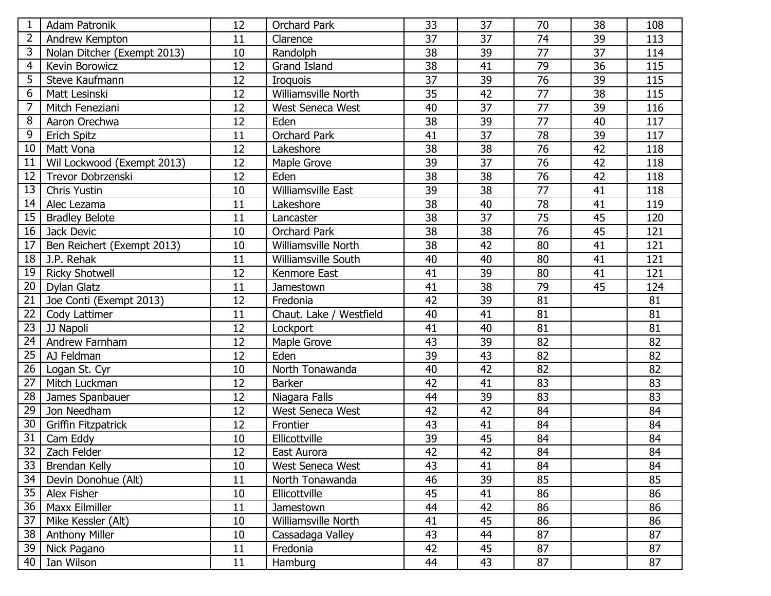| | | | | | | | | |
|---|---|---|---|---|---|---|---|---|
| 1 | Adam Patronik | 12 | Orchard Park | 33 | 37 | 70 | 38 | 108 |
| 2 | Andrew Kempton | 11 | Clarence | 37 | 37 | 74 | 39 | 113 |
| 3 | Nolan Ditcher (Exempt 2013) | 10 | Randolph | 38 | 39 | 77 | 37 | 114 |
| 4 | Kevin Borowicz | 12 | Grand Island | 38 | 41 | 79 | 36 | 115 |
| 5 | Steve Kaufmann | 12 | Iroquois | 37 | 39 | 76 | 39 | 115 |
| 6 | Matt Lesinski | 12 | Williamsville North | 35 | 42 | 77 | 38 | 115 |
| 7 | Mitch Feneziani | 12 | West Seneca West | 40 | 37 | 77 | 39 | 116 |
| 8 | Aaron Orechwa | 12 | Eden | 38 | 39 | 77 | 40 | 117 |
| 9 | Erich Spitz | 11 | Orchard Park | 41 | 37 | 78 | 39 | 117 |
| 10 | Matt Vona | 12 | Lakeshore | 38 | 38 | 76 | 42 | 118 |
| 11 | Wil Lockwood (Exempt 2013) | 12 | Maple Grove | 39 | 37 | 76 | 42 | 118 |
| 12 | Trevor Dobrzenski | 12 | Eden | 38 | 38 | 76 | 42 | 118 |
| 13 | Chris Yustin | 10 | Williamsville East | 39 | 38 | 77 | 41 | 118 |
| 14 | Alec Lezama | 11 | Lakeshore | 38 | 40 | 78 | 41 | 119 |
| 15 | Bradley Belote | 11 | Lancaster | 38 | 37 | 75 | 45 | 120 |
| 16 | Jack Devic | 10 | Orchard Park | 38 | 38 | 76 | 45 | 121 |
| 17 | Ben Reichert (Exempt 2013) | 10 | Williamsville North | 38 | 42 | 80 | 41 | 121 |
| 18 | J.P. Rehak | 11 | Williamsville South | 40 | 40 | 80 | 41 | 121 |
| 19 | Ricky Shotwell | 12 | Kenmore East | 41 | 39 | 80 | 41 | 121 |
| 20 | Dylan Glatz | 11 | Jamestown | 41 | 38 | 79 | 45 | 124 |
| 21 | Joe Conti (Exempt 2013) | 12 | Fredonia | 42 | 39 | 81 | | 81 |
| 22 | Cody Lattimer | 11 | Chaut. Lake / Westfield | 40 | 41 | 81 | | 81 |
| 23 | JJ Napoli | 12 | Lockport | 41 | 40 | 81 | | 81 |
| 24 | Andrew Farnham | 12 | Maple Grove | 43 | 39 | 82 | | 82 |
| 25 | AJ Feldman | 12 | Eden | 39 | 43 | 82 | | 82 |
| 26 | Logan St. Cyr | 10 | North Tonawanda | 40 | 42 | 82 | | 82 |
| 27 | Mitch Luckman | 12 | Barker | 42 | 41 | 83 | | 83 |
| 28 | James Spanbauer | 12 | Niagara Falls | 44 | 39 | 83 | | 83 |
| 29 | Jon Needham | 12 | West Seneca West | 42 | 42 | 84 | | 84 |
| 30 | Griffin Fitzpatrick | 12 | Frontier | 43 | 41 | 84 | | 84 |
| 31 | Cam Eddy | 10 | Ellicottville | 39 | 45 | 84 | | 84 |
| 32 | Zach Felder | 12 | East Aurora | 42 | 42 | 84 | | 84 |
| 33 | Brendan Kelly | 10 | West Seneca West | 43 | 41 | 84 | | 84 |
| 34 | Devin Donohue (Alt) | 11 | North Tonawanda | 46 | 39 | 85 | | 85 |
| 35 | Alex Fisher | 10 | Ellicottville | 45 | 41 | 86 | | 86 |
| 36 | Maxx Eilmiller | 11 | Jamestown | 44 | 42 | 86 | | 86 |
| 37 | Mike Kessler (Alt) | 10 | Williamsville North | 41 | 45 | 86 | | 86 |
| 38 | Anthony Miller | 10 | Cassadaga Valley | 43 | 44 | 87 | | 87 |
| 39 | Nick Pagano | 11 | Fredonia | 42 | 45 | 87 | | 87 |
| 40 | Ian Wilson | 11 | Hamburg | 44 | 43 | 87 | | 87 |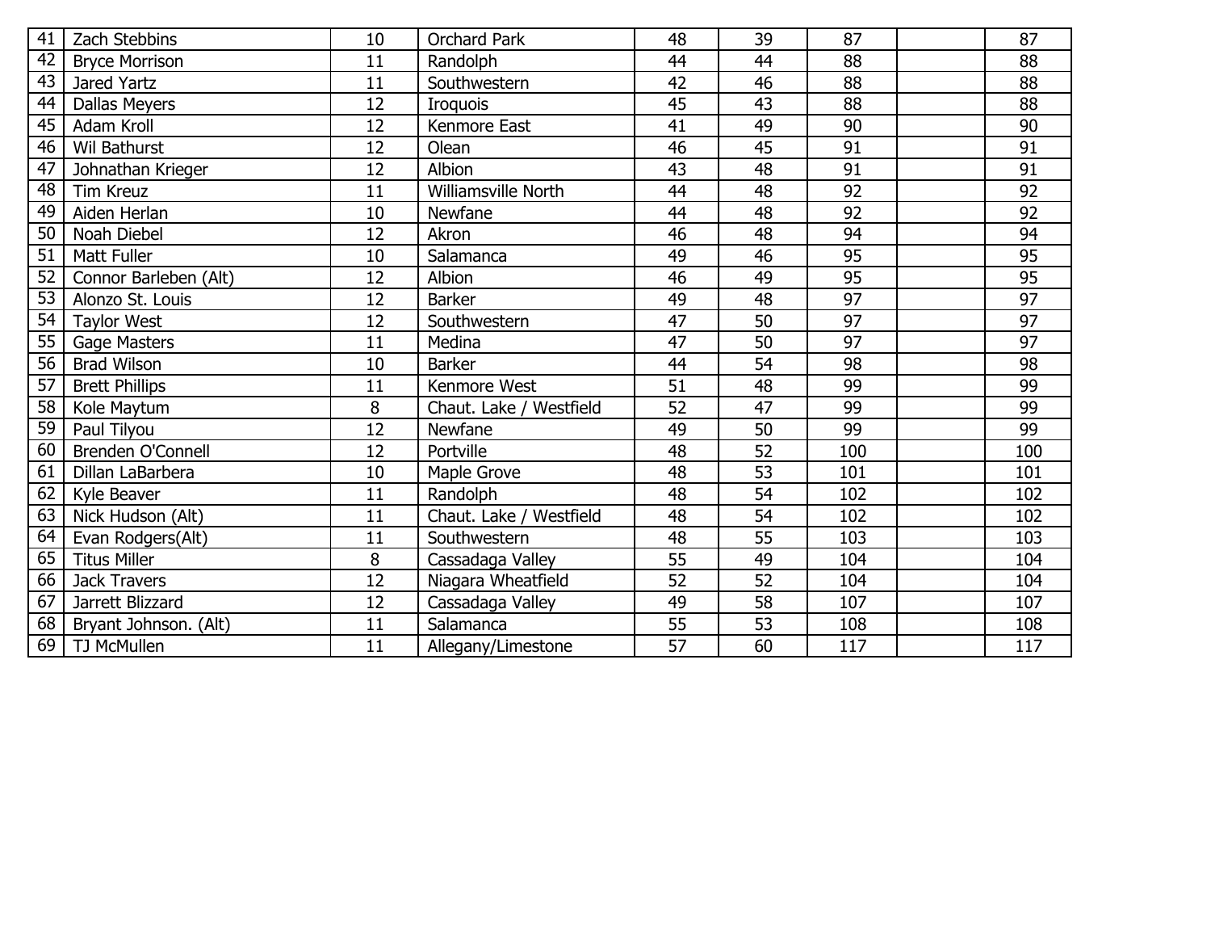| | | | | | | | | |
|---|---|---|---|---|---|---|---|---|
| 41 | Zach Stebbins | 10 | Orchard Park | 48 | 39 | 87 | | 87 |
| 42 | Bryce Morrison | 11 | Randolph | 44 | 44 | 88 | | 88 |
| 43 | Jared Yartz | 11 | Southwestern | 42 | 46 | 88 | | 88 |
| 44 | Dallas Meyers | 12 | Iroquois | 45 | 43 | 88 | | 88 |
| 45 | Adam Kroll | 12 | Kenmore East | 41 | 49 | 90 | | 90 |
| 46 | Wil Bathurst | 12 | Olean | 46 | 45 | 91 | | 91 |
| 47 | Johnathan Krieger | 12 | Albion | 43 | 48 | 91 | | 91 |
| 48 | Tim Kreuz | 11 | Williamsville North | 44 | 48 | 92 | | 92 |
| 49 | Aiden Herlan | 10 | Newfane | 44 | 48 | 92 | | 92 |
| 50 | Noah Diebel | 12 | Akron | 46 | 48 | 94 | | 94 |
| 51 | Matt Fuller | 10 | Salamanca | 49 | 46 | 95 | | 95 |
| 52 | Connor Barleben (Alt) | 12 | Albion | 46 | 49 | 95 | | 95 |
| 53 | Alonzo St. Louis | 12 | Barker | 49 | 48 | 97 | | 97 |
| 54 | Taylor West | 12 | Southwestern | 47 | 50 | 97 | | 97 |
| 55 | Gage Masters | 11 | Medina | 47 | 50 | 97 | | 97 |
| 56 | Brad Wilson | 10 | Barker | 44 | 54 | 98 | | 98 |
| 57 | Brett Phillips | 11 | Kenmore West | 51 | 48 | 99 | | 99 |
| 58 | Kole Maytum | 8 | Chaut. Lake / Westfield | 52 | 47 | 99 | | 99 |
| 59 | Paul Tilyou | 12 | Newfane | 49 | 50 | 99 | | 99 |
| 60 | Brenden O'Connell | 12 | Portville | 48 | 52 | 100 | | 100 |
| 61 | Dillan LaBarbera | 10 | Maple Grove | 48 | 53 | 101 | | 101 |
| 62 | Kyle Beaver | 11 | Randolph | 48 | 54 | 102 | | 102 |
| 63 | Nick Hudson (Alt) | 11 | Chaut. Lake / Westfield | 48 | 54 | 102 | | 102 |
| 64 | Evan Rodgers(Alt) | 11 | Southwestern | 48 | 55 | 103 | | 103 |
| 65 | Titus Miller | 8 | Cassadaga Valley | 55 | 49 | 104 | | 104 |
| 66 | Jack Travers | 12 | Niagara Wheatfield | 52 | 52 | 104 | | 104 |
| 67 | Jarrett Blizzard | 12 | Cassadaga Valley | 49 | 58 | 107 | | 107 |
| 68 | Bryant Johnson. (Alt) | 11 | Salamanca | 55 | 53 | 108 | | 108 |
| 69 | TJ McMullen | 11 | Allegany/Limestone | 57 | 60 | 117 | | 117 |